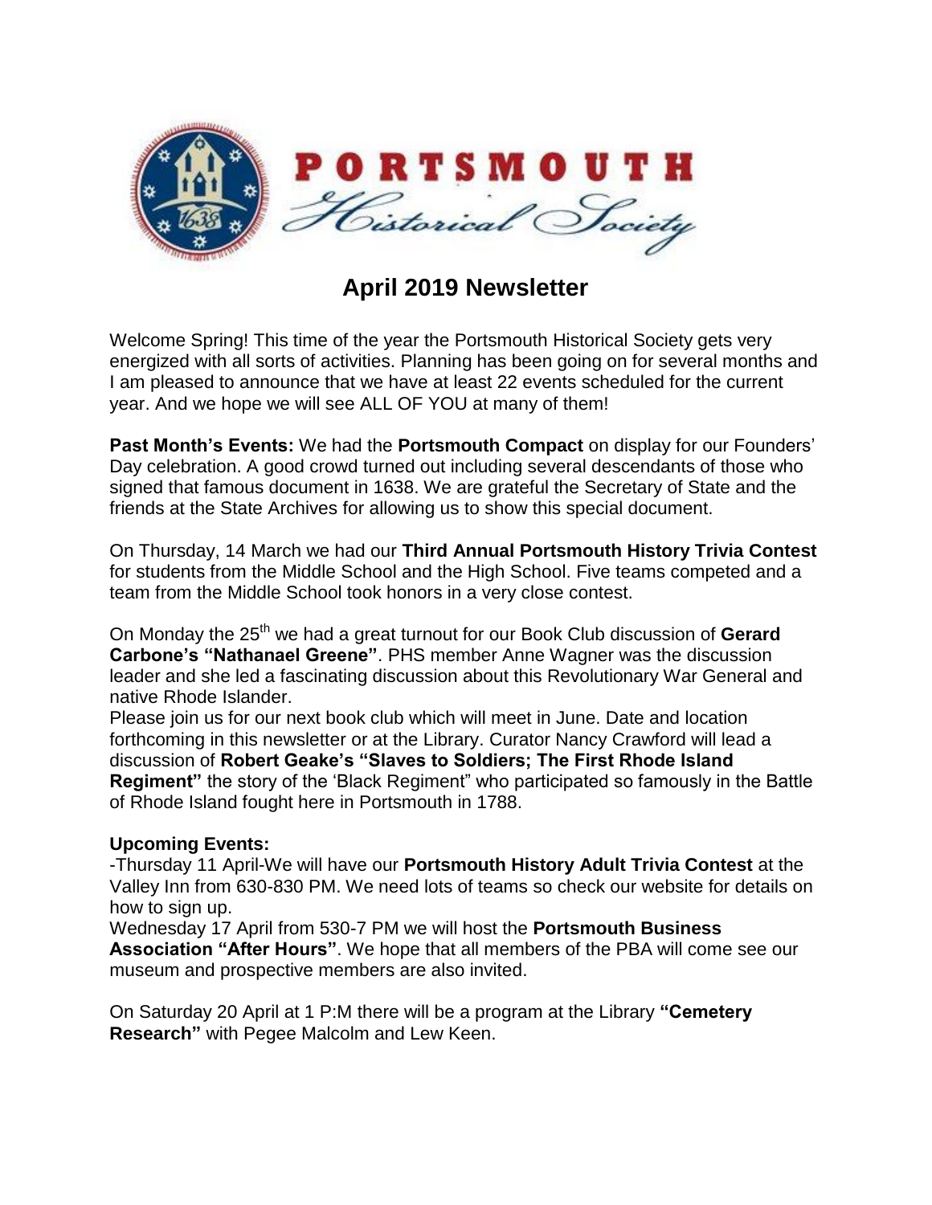# PORTSMOUTH Historical Society

## April 2019 Newsletter

Welcome Spring! This time of the year the Portsmouth Historical Society gets very energized with all sorts of activities. Planning has been going on for several months and I am pleased to announce that we have at least 22 events scheduled for the current year. And we hope we will see ALL OF YOU at many of them!

**Past Month's Events:** We had the **Portsmouth Compact** on display for our Founders' Day celebration. A good crowd turned out including several descendants of those who signed that famous document in 1638. We are grateful the Secretary of State and the friends at the State Archives for allowing us to show this special document.

On Thursday, 14 March we had our **Third Annual Portsmouth History Trivia Contest** for students from the Middle School and the High School. Five teams competed and a team from the Middle School took honors in a very close contest.

On Monday the 25th we had a great turnout for our Book Club discussion of **Gerard Carbone's "Nathanael Greene"**. PHS member Anne Wagner was the discussion leader and she led a fascinating discussion about this Revolutionary War General and native Rhode Islander.

Please join us for our next book club which will meet in June. Date and location forthcoming in this newsletter or at the Library. Curator Nancy Crawford will lead a discussion of **Robert Geake's "Slaves to Soldiers; The First Rhode Island Regiment"** the story of the 'Black Regiment" who participated so famously in the Battle of Rhode Island fought here in Portsmouth in 1788.

**Upcoming Events:**

-Thursday 11 April-We will have our **Portsmouth History Adult Trivia Contest** at the Valley Inn from 630-830 PM. We need lots of teams so check our website for details on how to sign up.

Wednesday 17 April from 530-7 PM we will host the **Portsmouth Business Association "After Hours"**. We hope that all members of the PBA will come see our museum and prospective members are also invited.

On Saturday 20 April at 1 P:M there will be a program at the Library **"Cemetery Research"** with Pegee Malcolm and Lew Keen.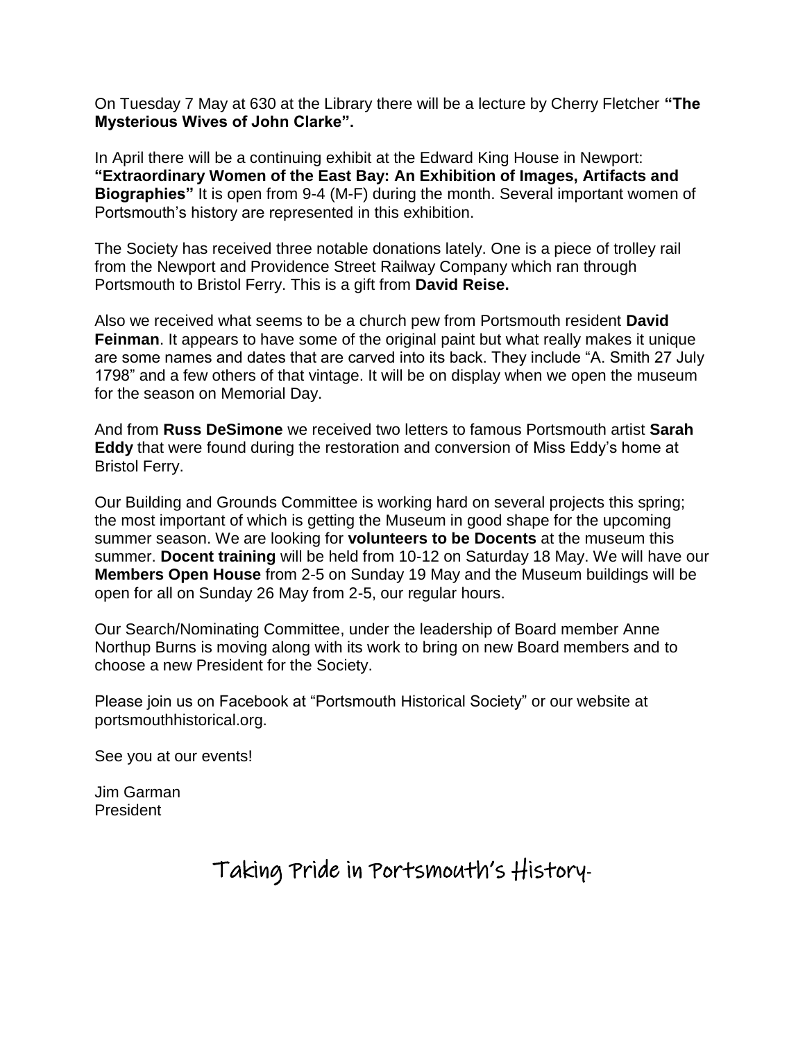On Tuesday 7 May at 630 at the Library there will be a lecture by Cherry Fletcher **"The Mysterious Wives of John Clarke".**

In April there will be a continuing exhibit at the Edward King House in Newport: **"Extraordinary Women of the East Bay: An Exhibition of Images, Artifacts and Biographies"** It is open from 9-4 (M-F) during the month. Several important women of Portsmouth's history are represented in this exhibition.

The Society has received three notable donations lately. One is a piece of trolley rail from the Newport and Providence Street Railway Company which ran through Portsmouth to Bristol Ferry. This is a gift from **David Reise.**

Also we received what seems to be a church pew from Portsmouth resident **David Feinman**. It appears to have some of the original paint but what really makes it unique are some names and dates that are carved into its back. They include "A. Smith 27 July 1798" and a few others of that vintage. It will be on display when we open the museum for the season on Memorial Day.

And from **Russ DeSimone** we received two letters to famous Portsmouth artist **Sarah Eddy** that were found during the restoration and conversion of Miss Eddy's home at Bristol Ferry.

Our Building and Grounds Committee is working hard on several projects this spring; the most important of which is getting the Museum in good shape for the upcoming summer season. We are looking for **volunteers to be Docents** at the museum this summer. **Docent training** will be held from 10-12 on Saturday 18 May. We will have our **Members Open House** from 2-5 on Sunday 19 May and the Museum buildings will be open for all on Sunday 26 May from 2-5, our regular hours.

Our Search/Nominating Committee, under the leadership of Board member Anne Northup Burns is moving along with its work to bring on new Board members and to choose a new President for the Society.

Please join us on Facebook at "Portsmouth Historical Society" or our website at portsmouthhistorical.org.

See you at our events!

Jim Garman
President

Taking Pride in Portsmouth's History.